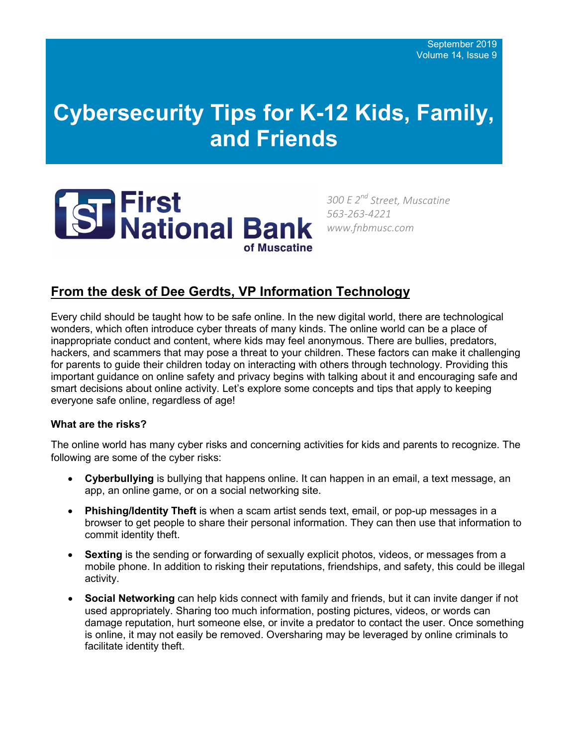September 2019
Volume 14, Issue 9

# Cybersecurity Tips for K-12 Kids, Family, and Friends

First National Bank of Muscatine

*300 E 2nd Street, Muscatine*
*563-263-4221*
*www.fnbmusc.com*

## From the desk of Dee Gerdts, VP Information Technology

Every child should be taught how to be safe online. In the new digital world, there are technological wonders, which often introduce cyber threats of many kinds. The online world can be a place of inappropriate conduct and content, where kids may feel anonymous. There are bullies, predators, hackers, and scammers that may pose a threat to your children. These factors can make it challenging for parents to guide their children today on interacting with others through technology. Providing this important guidance on online safety and privacy begins with talking about it and encouraging safe and smart decisions about online activity. Let's explore some concepts and tips that apply to keeping everyone safe online, regardless of age!

**What are the risks?**

The online world has many cyber risks and concerning activities for kids and parents to recognize. The following are some of the cyber risks:

- **Cyberbullying** is bullying that happens online. It can happen in an email, a text message, an app, an online game, or on a social networking site.
- **Phishing/Identity Theft** is when a scam artist sends text, email, or pop-up messages in a browser to get people to share their personal information. They can then use that information to commit identity theft.
- **Sexting** is the sending or forwarding of sexually explicit photos, videos, or messages from a mobile phone. In addition to risking their reputations, friendships, and safety, this could be illegal activity.
- **Social Networking** can help kids connect with family and friends, but it can invite danger if not used appropriately. Sharing too much information, posting pictures, videos, or words can damage reputation, hurt someone else, or invite a predator to contact the user. Once something is online, it may not easily be removed. Oversharing may be leveraged by online criminals to facilitate identity theft.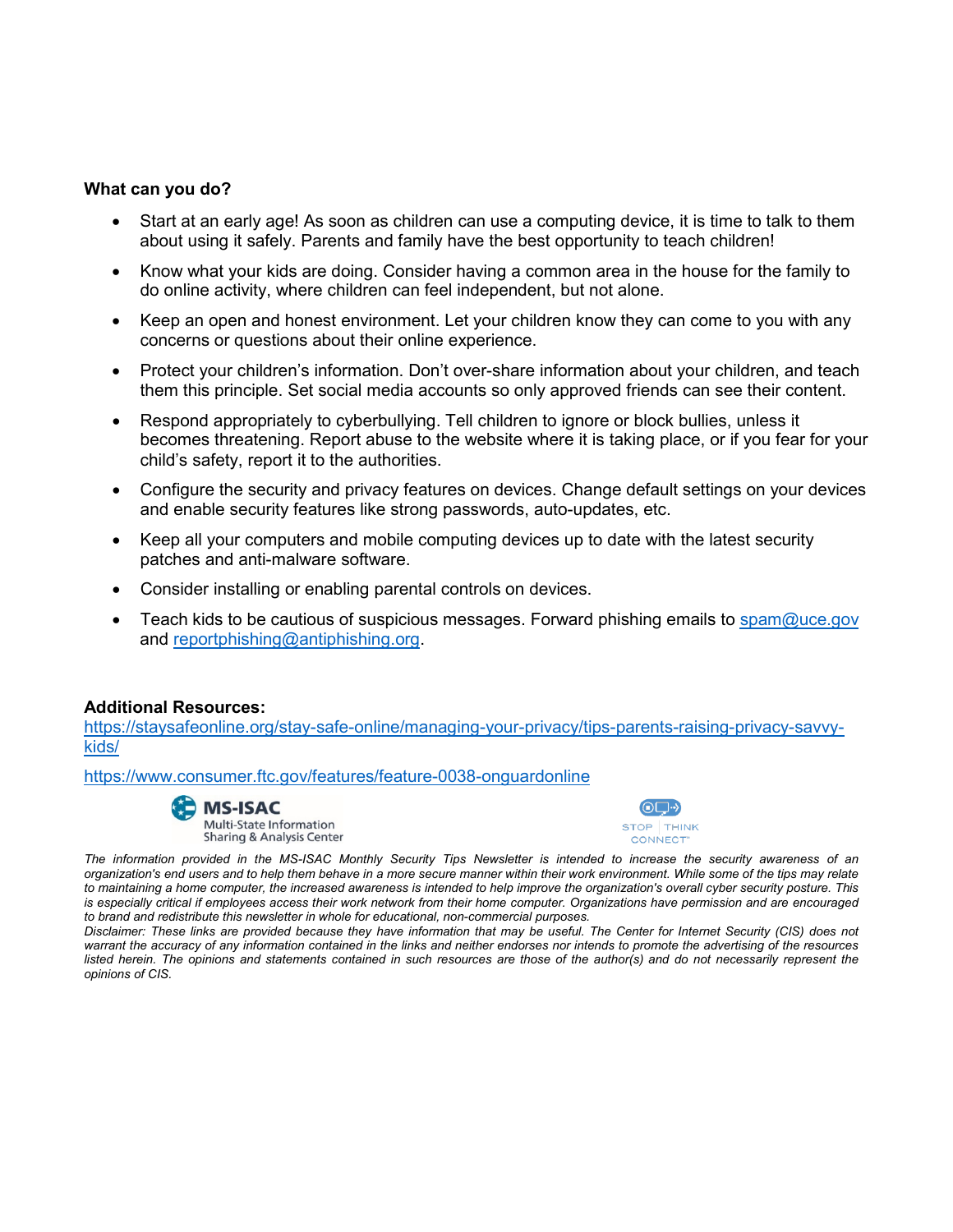**What can you do?**

- Start at an early age! As soon as children can use a computing device, it is time to talk to them about using it safely. Parents and family have the best opportunity to teach children!
- Know what your kids are doing. Consider having a common area in the house for the family to do online activity, where children can feel independent, but not alone.
- Keep an open and honest environment. Let your children know they can come to you with any concerns or questions about their online experience.
- Protect your children's information. Don't over-share information about your children, and teach them this principle. Set social media accounts so only approved friends can see their content.
- Respond appropriately to cyberbullying. Tell children to ignore or block bullies, unless it becomes threatening. Report abuse to the website where it is taking place, or if you fear for your child's safety, report it to the authorities.
- Configure the security and privacy features on devices. Change default settings on your devices and enable security features like strong passwords, auto-updates, etc.
- Keep all your computers and mobile computing devices up to date with the latest security patches and anti-malware software.
- Consider installing or enabling parental controls on devices.
- Teach kids to be cautious of suspicious messages. Forward phishing emails to spam@uce.gov and reportphishing@antiphishing.org.

**Additional Resources:**

https://staysafeonline.org/stay-safe-online/managing-your-privacy/tips-parents-raising-privacy-savvy-kids/

https://www.consumer.ftc.gov/features/feature-0038-onguardonline

MS-ISAC Multi-State Information Sharing & Analysis Center

STOP | THINK CONNECT™

*The information provided in the MS-ISAC Monthly Security Tips Newsletter is intended to increase the security awareness of an organization's end users and to help them behave in a more secure manner within their work environment. While some of the tips may relate to maintaining a home computer, the increased awareness is intended to help improve the organization's overall cyber security posture. This is especially critical if employees access their work network from their home computer. Organizations have permission and are encouraged to brand and redistribute this newsletter in whole for educational, non-commercial purposes.*

*Disclaimer: These links are provided because they have information that may be useful. The Center for Internet Security (CIS) does not warrant the accuracy of any information contained in the links and neither endorses nor intends to promote the advertising of the resources listed herein. The opinions and statements contained in such resources are those of the author(s) and do not necessarily represent the opinions of CIS.*